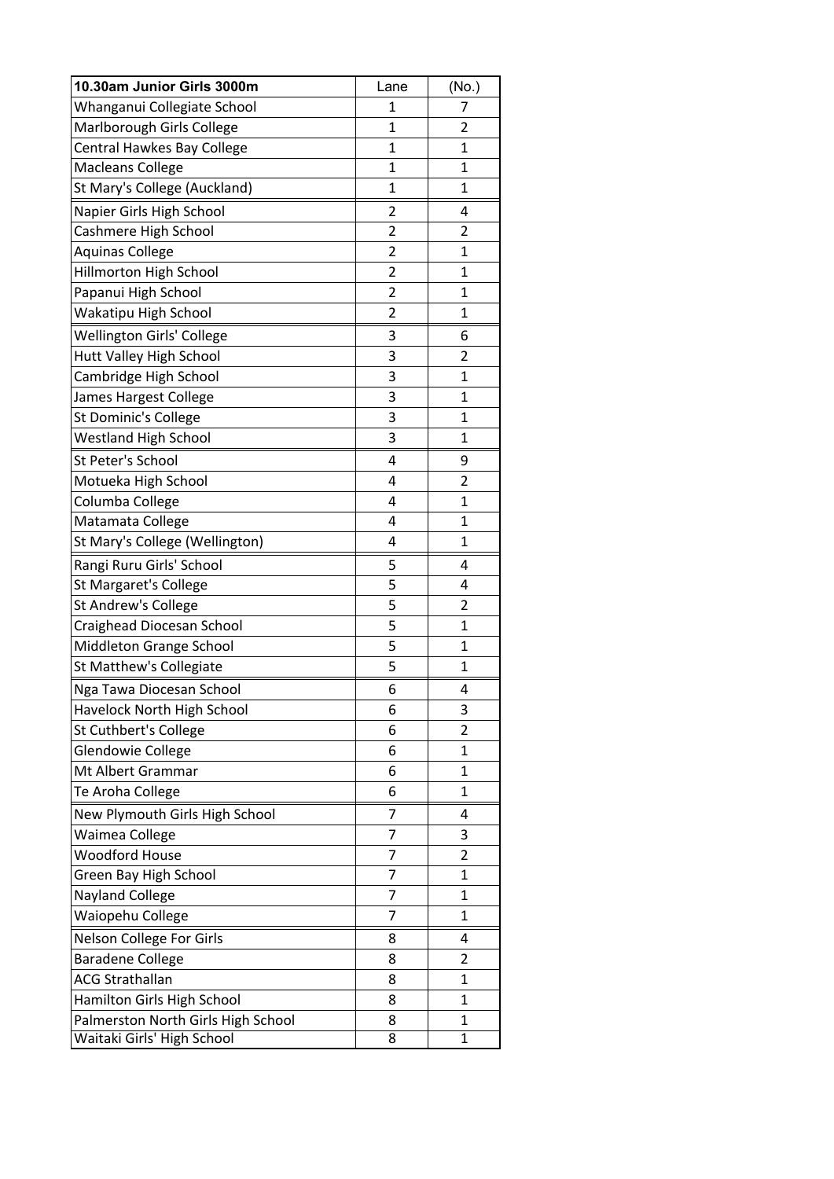| 10.30am Junior Girls 3000m | Lane | (No.) |
|---|---|---|
| Whanganui Collegiate School | 1 | 7 |
| Marlborough Girls College | 1 | 2 |
| Central Hawkes Bay College | 1 | 1 |
| Macleans College | 1 | 1 |
| St Mary's College (Auckland) | 1 | 1 |
| Napier Girls High School | 2 | 4 |
| Cashmere High School | 2 | 2 |
| Aquinas College | 2 | 1 |
| Hillmorton High School | 2 | 1 |
| Papanui High School | 2 | 1 |
| Wakatipu High School | 2 | 1 |
| Wellington Girls' College | 3 | 6 |
| Hutt Valley High School | 3 | 2 |
| Cambridge High School | 3 | 1 |
| James Hargest College | 3 | 1 |
| St Dominic's College | 3 | 1 |
| Westland High School | 3 | 1 |
| St Peter's School | 4 | 9 |
| Motueka High School | 4 | 2 |
| Columba College | 4 | 1 |
| Matamata College | 4 | 1 |
| St Mary's College (Wellington) | 4 | 1 |
| Rangi Ruru Girls' School | 5 | 4 |
| St Margaret's College | 5 | 4 |
| St Andrew's College | 5 | 2 |
| Craighead Diocesan School | 5 | 1 |
| Middleton Grange School | 5 | 1 |
| St Matthew's Collegiate | 5 | 1 |
| Nga Tawa Diocesan School | 6 | 4 |
| Havelock North High School | 6 | 3 |
| St Cuthbert's College | 6 | 2 |
| Glendowie College | 6 | 1 |
| Mt Albert Grammar | 6 | 1 |
| Te Aroha College | 6 | 1 |
| New Plymouth Girls High School | 7 | 4 |
| Waimea College | 7 | 3 |
| Woodford House | 7 | 2 |
| Green Bay High School | 7 | 1 |
| Nayland College | 7 | 1 |
| Waiopehu College | 7 | 1 |
| Nelson College For Girls | 8 | 4 |
| Baradene College | 8 | 2 |
| ACG Strathallan | 8 | 1 |
| Hamilton Girls High School | 8 | 1 |
| Palmerston North Girls High School | 8 | 1 |
| Waitaki Girls' High School | 8 | 1 |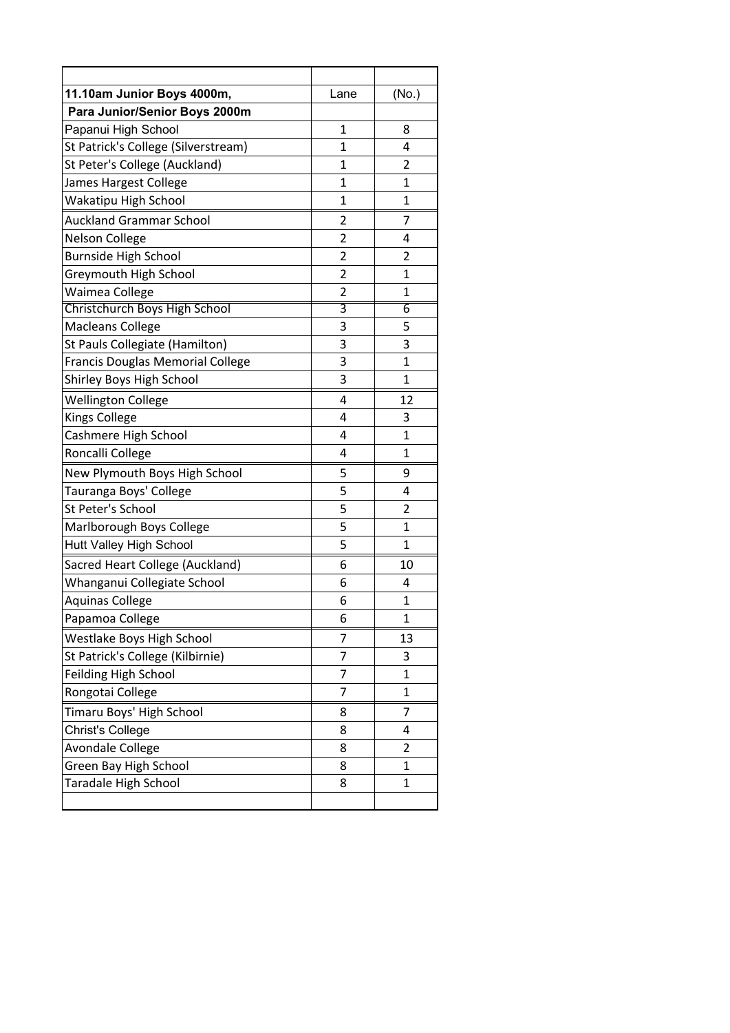| 11.10am Junior Boys 4000m, | Lane | (No.) |
| --- | --- | --- |
| Para Junior/Senior Boys 2000m | | |
| Papanui High School | 1 | 8 |
| St Patrick's College (Silverstream) | 1 | 4 |
| St Peter's College (Auckland) | 1 | 2 |
| James Hargest College | 1 | 1 |
| Wakatipu High School | 1 | 1 |
| Auckland Grammar School | 2 | 7 |
| Nelson College | 2 | 4 |
| Burnside High School | 2 | 2 |
| Greymouth High School | 2 | 1 |
| Waimea College | 2 | 1 |
| Christchurch Boys High School | 3 | 6 |
| Macleans College | 3 | 5 |
| St Pauls Collegiate (Hamilton) | 3 | 3 |
| Francis Douglas Memorial College | 3 | 1 |
| Shirley Boys High School | 3 | 1 |
| Wellington College | 4 | 12 |
| Kings College | 4 | 3 |
| Cashmere High School | 4 | 1 |
| Roncalli College | 4 | 1 |
| New Plymouth Boys High School | 5 | 9 |
| Tauranga Boys' College | 5 | 4 |
| St Peter's School | 5 | 2 |
| Marlborough Boys College | 5 | 1 |
| Hutt Valley High School | 5 | 1 |
| Sacred Heart College (Auckland) | 6 | 10 |
| Whanganui Collegiate School | 6 | 4 |
| Aquinas College | 6 | 1 |
| Papamoa College | 6 | 1 |
| Westlake Boys High School | 7 | 13 |
| St Patrick's College (Kilbirnie) | 7 | 3 |
| Feilding High School | 7 | 1 |
| Rongotai College | 7 | 1 |
| Timaru Boys' High School | 8 | 7 |
| Christ's College | 8 | 4 |
| Avondale College | 8 | 2 |
| Green Bay High School | 8 | 1 |
| Taradale High School | 8 | 1 |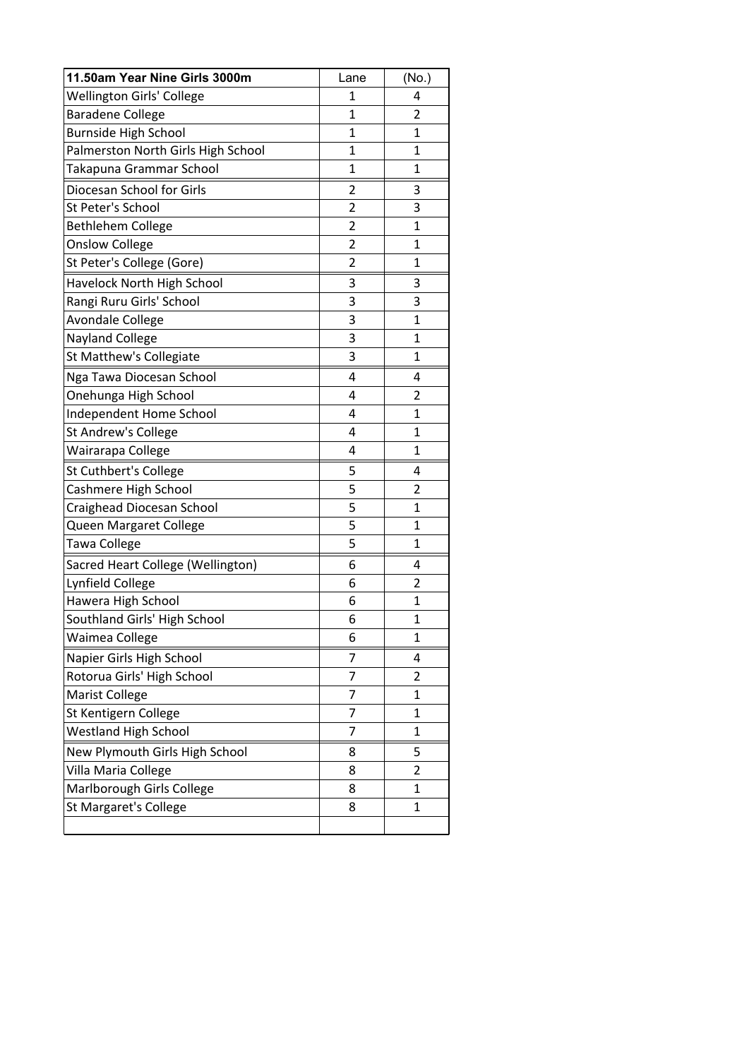| 11.50am Year Nine Girls 3000m | Lane | (No.) |
|---|---|---|
| Wellington Girls' College | 1 | 4 |
| Baradene College | 1 | 2 |
| Burnside High School | 1 | 1 |
| Palmerston North Girls High School | 1 | 1 |
| Takapuna Grammar School | 1 | 1 |
| Diocesan School for Girls | 2 | 3 |
| St Peter's School | 2 | 3 |
| Bethlehem College | 2 | 1 |
| Onslow College | 2 | 1 |
| St Peter's College (Gore) | 2 | 1 |
| Havelock North High School | 3 | 3 |
| Rangi Ruru Girls' School | 3 | 3 |
| Avondale College | 3 | 1 |
| Nayland College | 3 | 1 |
| St Matthew's Collegiate | 3 | 1 |
| Nga Tawa Diocesan School | 4 | 4 |
| Onehunga High School | 4 | 2 |
| Independent Home School | 4 | 1 |
| St Andrew's College | 4 | 1 |
| Wairarapa College | 4 | 1 |
| St Cuthbert's College | 5 | 4 |
| Cashmere High School | 5 | 2 |
| Craighead Diocesan School | 5 | 1 |
| Queen Margaret College | 5 | 1 |
| Tawa College | 5 | 1 |
| Sacred Heart College (Wellington) | 6 | 4 |
| Lynfield College | 6 | 2 |
| Hawera High School | 6 | 1 |
| Southland Girls' High School | 6 | 1 |
| Waimea College | 6 | 1 |
| Napier Girls High School | 7 | 4 |
| Rotorua Girls' High School | 7 | 2 |
| Marist College | 7 | 1 |
| St Kentigern College | 7 | 1 |
| Westland High School | 7 | 1 |
| New Plymouth Girls High School | 8 | 5 |
| Villa Maria College | 8 | 2 |
| Marlborough Girls College | 8 | 1 |
| St Margaret's College | 8 | 1 |
| | | |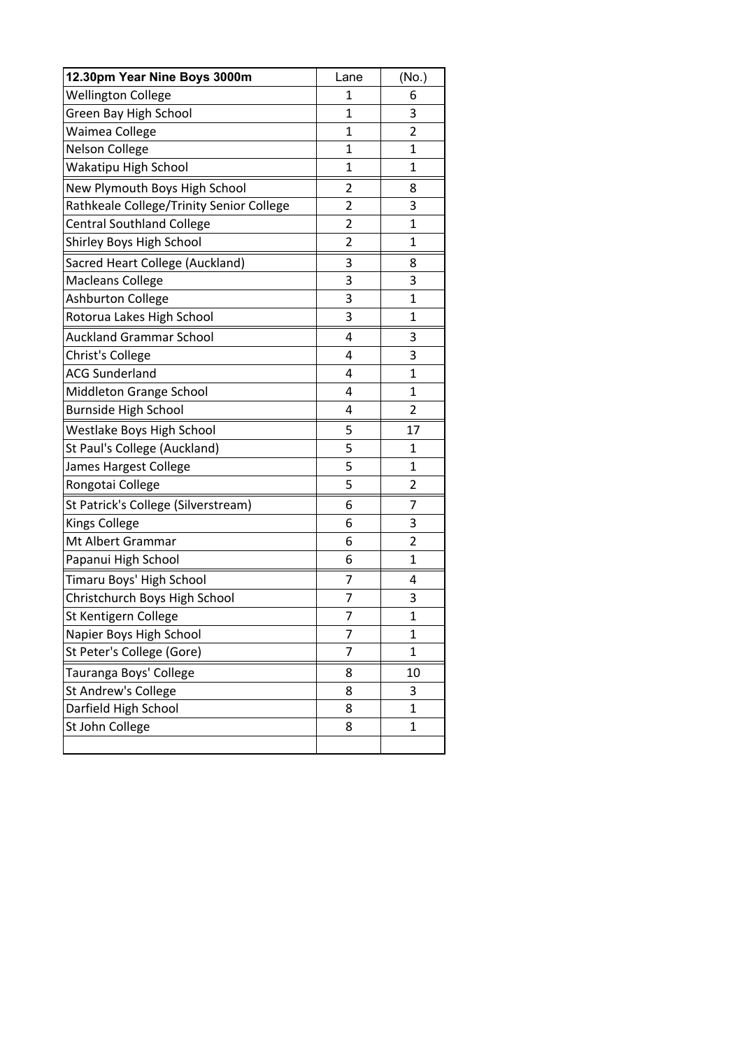| 12.30pm Year Nine Boys 3000m | Lane | (No.) |
|---|---|---|
| Wellington College | 1 | 6 |
| Green Bay High School | 1 | 3 |
| Waimea College | 1 | 2 |
| Nelson College | 1 | 1 |
| Wakatipu High School | 1 | 1 |
| New Plymouth Boys High School | 2 | 8 |
| Rathkeale College/Trinity Senior College | 2 | 3 |
| Central Southland College | 2 | 1 |
| Shirley Boys High School | 2 | 1 |
| Sacred Heart College (Auckland) | 3 | 8 |
| Macleans College | 3 | 3 |
| Ashburton College | 3 | 1 |
| Rotorua Lakes High School | 3 | 1 |
| Auckland Grammar School | 4 | 3 |
| Christ's College | 4 | 3 |
| ACG Sunderland | 4 | 1 |
| Middleton Grange School | 4 | 1 |
| Burnside High School | 4 | 2 |
| Westlake Boys High School | 5 | 17 |
| St Paul's College (Auckland) | 5 | 1 |
| James Hargest College | 5 | 1 |
| Rongotai College | 5 | 2 |
| St Patrick's College (Silverstream) | 6 | 7 |
| Kings College | 6 | 3 |
| Mt Albert Grammar | 6 | 2 |
| Papanui High School | 6 | 1 |
| Timaru Boys' High School | 7 | 4 |
| Christchurch Boys High School | 7 | 3 |
| St Kentigern College | 7 | 1 |
| Napier Boys High School | 7 | 1 |
| St Peter's College (Gore) | 7 | 1 |
| Tauranga Boys' College | 8 | 10 |
| St Andrew's College | 8 | 3 |
| Darfield High School | 8 | 1 |
| St John College | 8 | 1 |
| | | |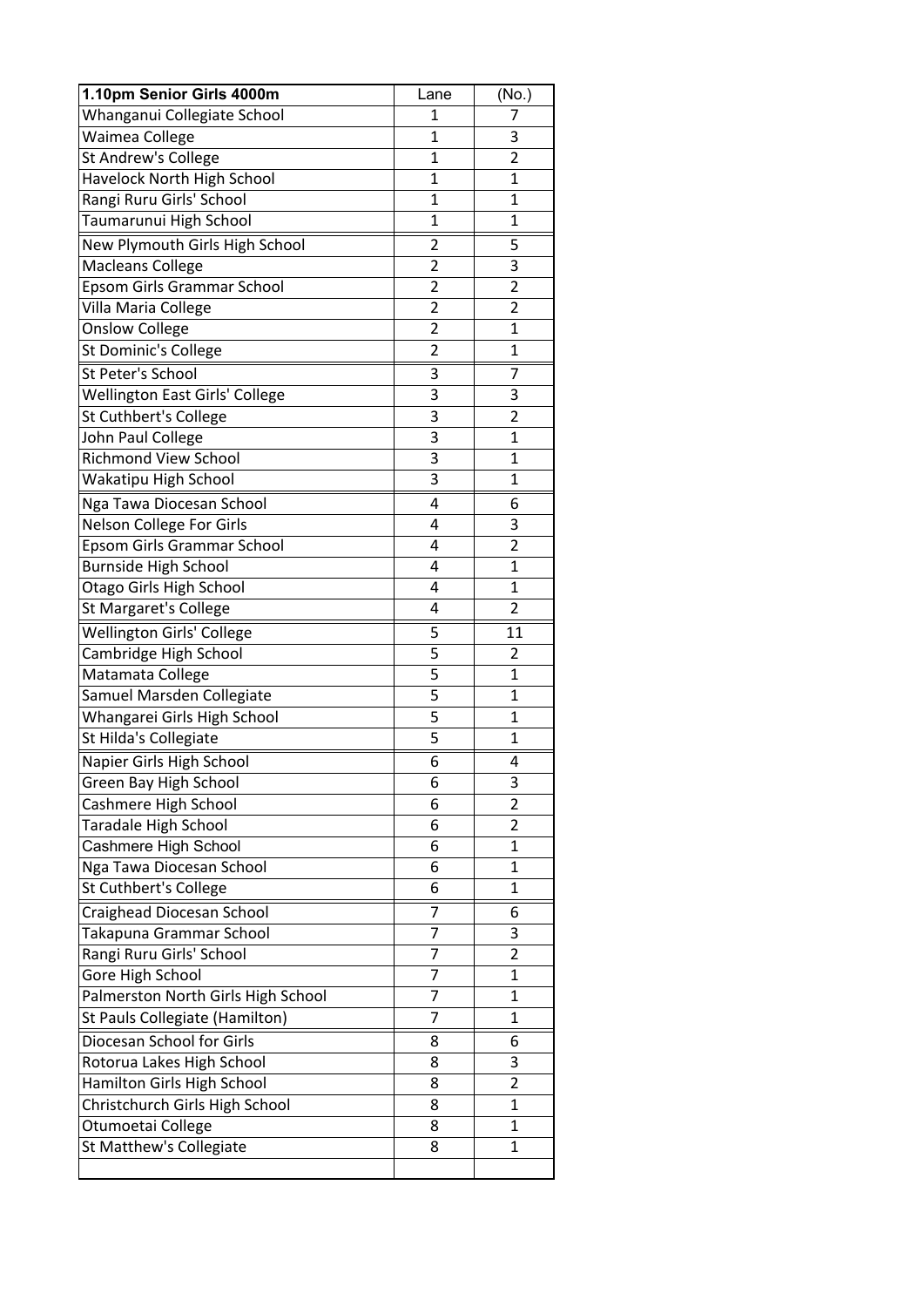| 1.10pm Senior Girls 4000m | Lane | (No.) |
|---|---|---|
| Whanganui Collegiate School | 1 | 7 |
| Waimea College | 1 | 3 |
| St Andrew's College | 1 | 2 |
| Havelock North High School | 1 | 1 |
| Rangi Ruru Girls' School | 1 | 1 |
| Taumarunui High School | 1 | 1 |
| New Plymouth Girls High School | 2 | 5 |
| Macleans College | 2 | 3 |
| Epsom Girls Grammar School | 2 | 2 |
| Villa Maria College | 2 | 2 |
| Onslow College | 2 | 1 |
| St Dominic's College | 2 | 1 |
| St Peter's School | 3 | 7 |
| Wellington East Girls' College | 3 | 3 |
| St Cuthbert's College | 3 | 2 |
| John Paul College | 3 | 1 |
| Richmond View School | 3 | 1 |
| Wakatipu High School | 3 | 1 |
| Nga Tawa Diocesan School | 4 | 6 |
| Nelson College For Girls | 4 | 3 |
| Epsom Girls Grammar School | 4 | 2 |
| Burnside High School | 4 | 1 |
| Otago Girls High School | 4 | 1 |
| St Margaret's College | 4 | 2 |
| Wellington Girls' College | 5 | 11 |
| Cambridge High School | 5 | 2 |
| Matamata College | 5 | 1 |
| Samuel Marsden Collegiate | 5 | 1 |
| Whangarei Girls High School | 5 | 1 |
| St Hilda's Collegiate | 5 | 1 |
| Napier Girls High School | 6 | 4 |
| Green Bay High School | 6 | 3 |
| Cashmere High School | 6 | 2 |
| Taradale High School | 6 | 2 |
| Cashmere High School | 6 | 1 |
| Nga Tawa Diocesan School | 6 | 1 |
| St Cuthbert's College | 6 | 1 |
| Craighead Diocesan School | 7 | 6 |
| Takapuna Grammar School | 7 | 3 |
| Rangi Ruru Girls' School | 7 | 2 |
| Gore High School | 7 | 1 |
| Palmerston North Girls High School | 7 | 1 |
| St Pauls Collegiate (Hamilton) | 7 | 1 |
| Diocesan School for Girls | 8 | 6 |
| Rotorua Lakes High School | 8 | 3 |
| Hamilton Girls High School | 8 | 2 |
| Christchurch Girls High School | 8 | 1 |
| Otumoetai College | 8 | 1 |
| St Matthew's Collegiate | 8 | 1 |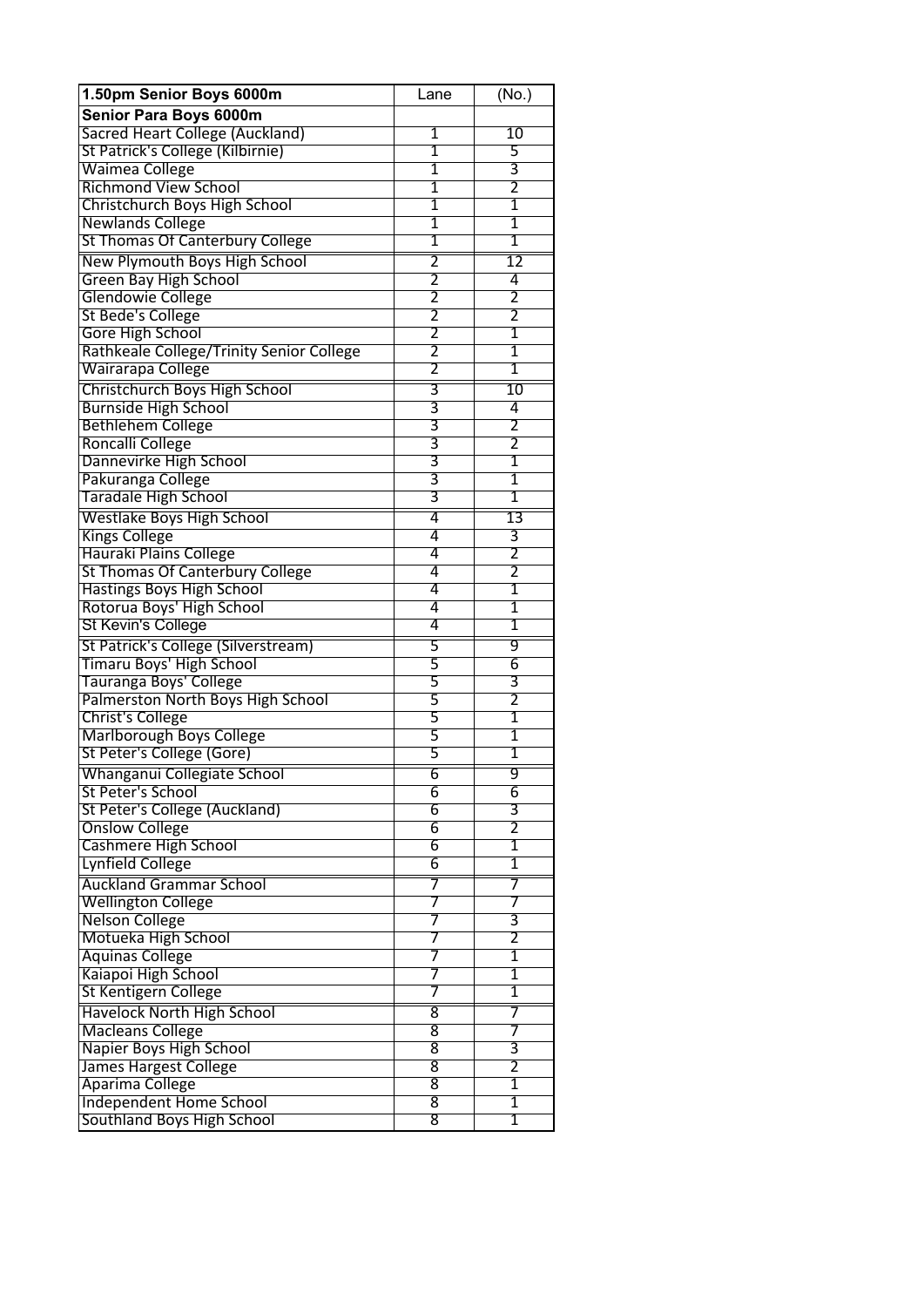| 1.50pm Senior Boys 6000m | Lane | (No.) |
| --- | --- | --- |
| **Senior Para Boys 6000m** | | |
| Sacred Heart College (Auckland) | 1 | 10 |
| St Patrick's College (Kilbirnie) | 1 | 5 |
| Waimea College | 1 | 3 |
| Richmond View School | 1 | 2 |
| Christchurch Boys High School | 1 | 1 |
| Newlands College | 1 | 1 |
| St Thomas Of Canterbury College | 1 | 1 |
| New Plymouth Boys High School | 2 | 12 |
| Green Bay High School | 2 | 4 |
| Glendowie College | 2 | 2 |
| St Bede's College | 2 | 2 |
| Gore High School | 2 | 1 |
| Rathkeale College/Trinity Senior College | 2 | 1 |
| Wairarapa College | 2 | 1 |
| Christchurch Boys High School | 3 | 10 |
| Burnside High School | 3 | 4 |
| Bethlehem College | 3 | 2 |
| Roncalli College | 3 | 2 |
| Dannevirke High School | 3 | 1 |
| Pakuranga College | 3 | 1 |
| Taradale High School | 3 | 1 |
| Westlake Boys High School | 4 | 13 |
| Kings College | 4 | 3 |
| Hauraki Plains College | 4 | 2 |
| St Thomas Of Canterbury College | 4 | 2 |
| Hastings Boys High School | 4 | 1 |
| Rotorua Boys' High School | 4 | 1 |
| St Kevin's College | 4 | 1 |
| St Patrick's College (Silverstream) | 5 | 9 |
| Timaru Boys' High School | 5 | 6 |
| Tauranga Boys' College | 5 | 3 |
| Palmerston North Boys High School | 5 | 2 |
| Christ's College | 5 | 1 |
| Marlborough Boys College | 5 | 1 |
| St Peter's College (Gore) | 5 | 1 |
| Whanganui Collegiate School | 6 | 9 |
| St Peter's School | 6 | 6 |
| St Peter's College (Auckland) | 6 | 3 |
| Onslow College | 6 | 2 |
| Cashmere High School | 6 | 1 |
| Lynfield College | 6 | 1 |
| Auckland Grammar School | 7 | 7 |
| Wellington College | 7 | 7 |
| Nelson College | 7 | 3 |
| Motueka High School | 7 | 2 |
| Aquinas College | 7 | 1 |
| Kaiapoi High School | 7 | 1 |
| St Kentigern College | 7 | 1 |
| Havelock North High School | 8 | 7 |
| Macleans College | 8 | 7 |
| Napier Boys High School | 8 | 3 |
| James Hargest College | 8 | 2 |
| Aparima College | 8 | 1 |
| Independent Home School | 8 | 1 |
| Southland Boys High School | 8 | 1 |